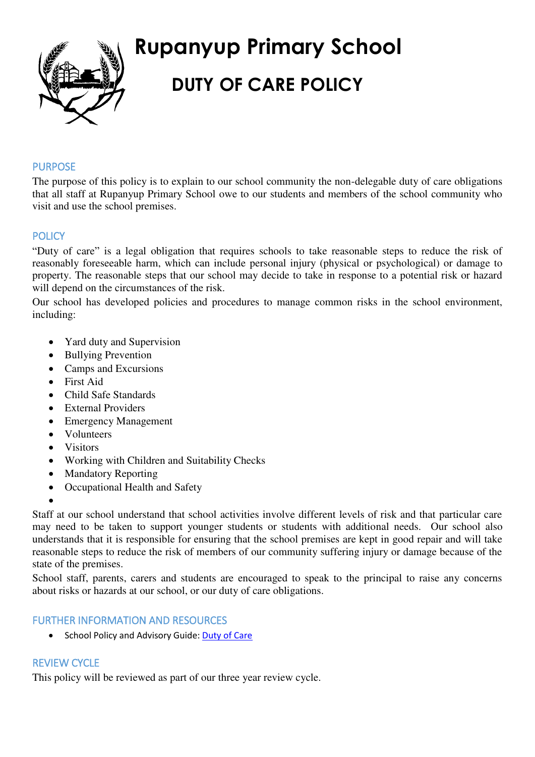# Rupanyup Primary School

## DUTY OF CARE POLICY

### PURPOSE

The purpose of this policy is to explain to our school community the non-delegable duty of care obligations that all staff at Rupanyup Primary School owe to our students and members of the school community who visit and use the school premises.

### POLICY

"Duty of care" is a legal obligation that requires schools to take reasonable steps to reduce the risk of reasonably foreseeable harm, which can include personal injury (physical or psychological) or damage to property. The reasonable steps that our school may decide to take in response to a potential risk or hazard will depend on the circumstances of the risk.

Our school has developed policies and procedures to manage common risks in the school environment, including:

- Yard duty and Supervision
- Bullying Prevention
- Camps and Excursions
- First Aid
- Child Safe Standards
- External Providers
- Emergency Management
- Volunteers
- Visitors
- Working with Children and Suitability Checks
- Mandatory Reporting
- Occupational Health and Safety

Staff at our school understand that school activities involve different levels of risk and that particular care may need to be taken to support younger students or students with additional needs. Our school also understands that it is responsible for ensuring that the school premises are kept in good repair and will take reasonable steps to reduce the risk of members of our community suffering injury or damage because of the state of the premises.

School staff, parents, carers and students are encouraged to speak to the principal to raise any concerns about risks or hazards at our school, or our duty of care obligations.

### FURTHER INFORMATION AND RESOURCES

- School Policy and Advisory Guide: Duty of Care

### REVIEW CYCLE

This policy will be reviewed as part of our three year review cycle.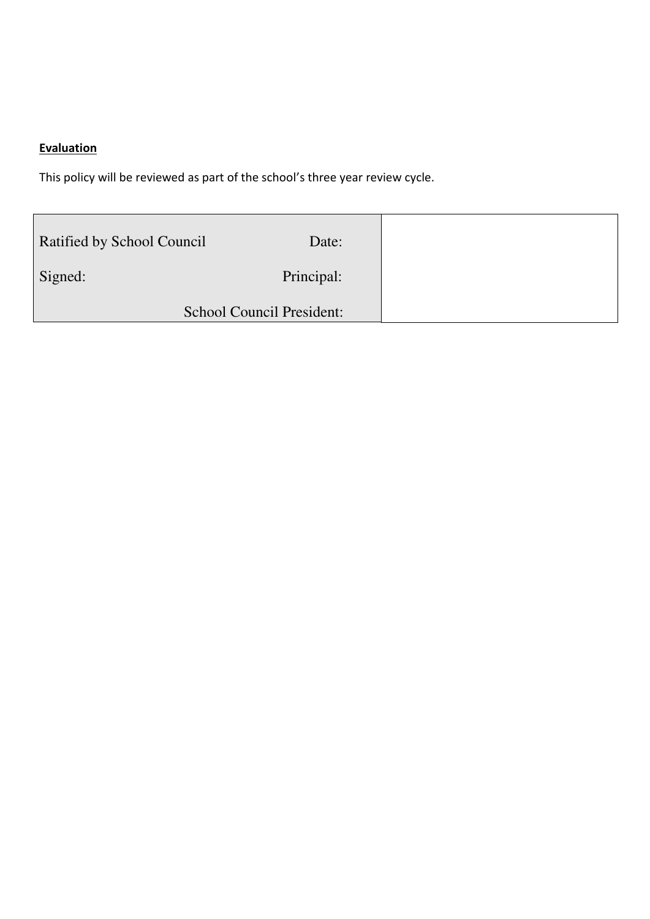**Evaluation**

This policy will be reviewed as part of the school's three year review cycle.

| | |
|---|---|
| Ratified by School Council Date:<br>Signed: Principal:<br>School Council President: | |